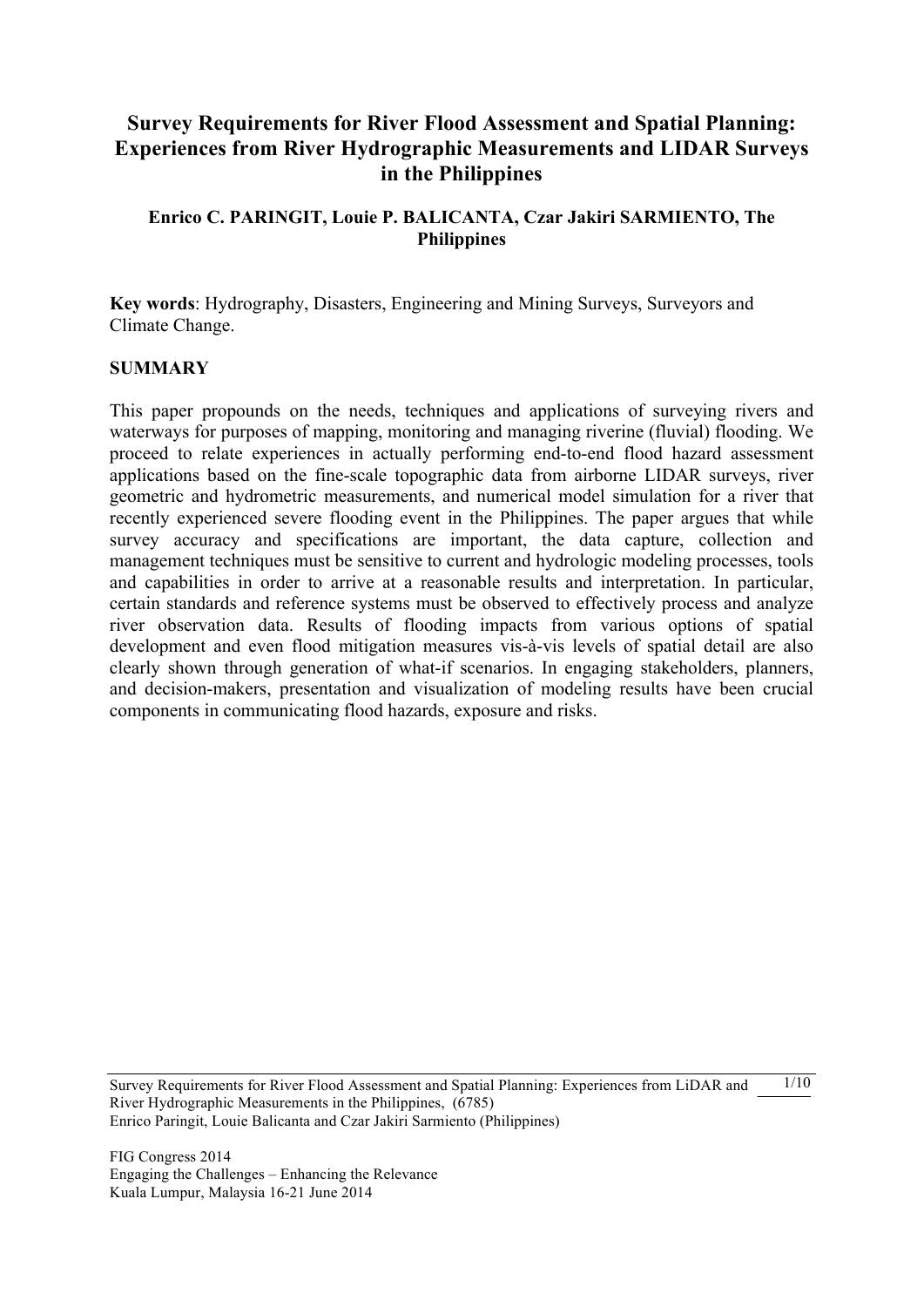# Survey Requirements for River Flood Assessment and Spatial Planning: Experiences from River Hydrographic Measurements and LIDAR Surveys in the Philippines

**Enrico C. PARINGIT, Louie P. BALICANTA, Czar Jakiri SARMIENTO, The Philippines**

**Key words**: Hydrography, Disasters, Engineering and Mining Surveys, Surveyors and Climate Change.

## SUMMARY

This paper propounds on the needs, techniques and applications of surveying rivers and waterways for purposes of mapping, monitoring and managing riverine (fluvial) flooding. We proceed to relate experiences in actually performing end-to-end flood hazard assessment applications based on the fine-scale topographic data from airborne LIDAR surveys, river geometric and hydrometric measurements, and numerical model simulation for a river that recently experienced severe flooding event in the Philippines. The paper argues that while survey accuracy and specifications are important, the data capture, collection and management techniques must be sensitive to current and hydrologic modeling processes, tools and capabilities in order to arrive at a reasonable results and interpretation. In particular, certain standards and reference systems must be observed to effectively process and analyze river observation data. Results of flooding impacts from various options of spatial development and even flood mitigation measures vis-à-vis levels of spatial detail are also clearly shown through generation of what-if scenarios. In engaging stakeholders, planners, and decision-makers, presentation and visualization of modeling results have been crucial components in communicating flood hazards, exposure and risks.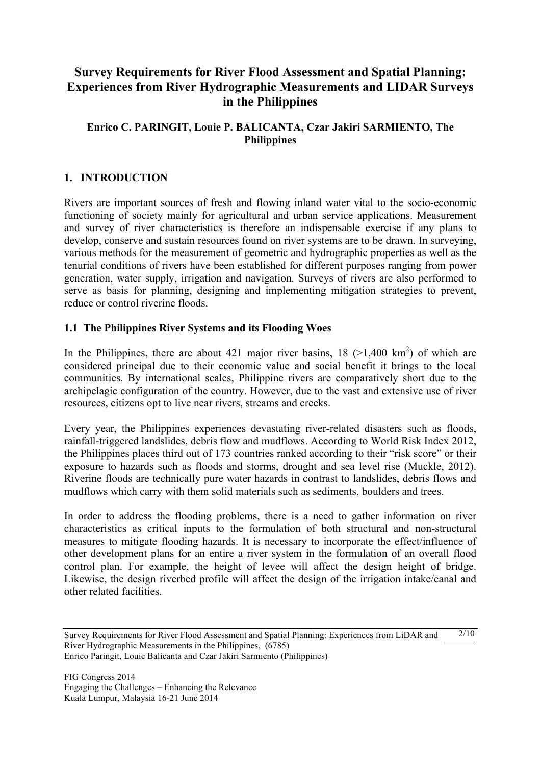# Survey Requirements for River Flood Assessment and Spatial Planning: Experiences from River Hydrographic Measurements and LIDAR Surveys in the Philippines

**Enrico C. PARINGIT, Louie P. BALICANTA, Czar Jakiri SARMIENTO, The Philippines**

## 1. INTRODUCTION

Rivers are important sources of fresh and flowing inland water vital to the socio-economic functioning of society mainly for agricultural and urban service applications. Measurement and survey of river characteristics is therefore an indispensable exercise if any plans to develop, conserve and sustain resources found on river systems are to be drawn. In surveying, various methods for the measurement of geometric and hydrographic properties as well as the tenurial conditions of rivers have been established for different purposes ranging from power generation, water supply, irrigation and navigation. Surveys of rivers are also performed to serve as basis for planning, designing and implementing mitigation strategies to prevent, reduce or control riverine floods.

### 1.1 The Philippines River Systems and its Flooding Woes

In the Philippines, there are about 421 major river basins, 18 (>1,400 km$^2$) of which are considered principal due to their economic value and social benefit it brings to the local communities. By international scales, Philippine rivers are comparatively short due to the archipelagic configuration of the country. However, due to the vast and extensive use of river resources, citizens opt to live near rivers, streams and creeks.

Every year, the Philippines experiences devastating river-related disasters such as floods, rainfall-triggered landslides, debris flow and mudflows. According to World Risk Index 2012, the Philippines places third out of 173 countries ranked according to their "risk score" or their exposure to hazards such as floods and storms, drought and sea level rise (Muckle, 2012). Riverine floods are technically pure water hazards in contrast to landslides, debris flows and mudflows which carry with them solid materials such as sediments, boulders and trees.

In order to address the flooding problems, there is a need to gather information on river characteristics as critical inputs to the formulation of both structural and non-structural measures to mitigate flooding hazards. It is necessary to incorporate the effect/influence of other development plans for an entire a river system in the formulation of an overall flood control plan. For example, the height of levee will affect the design height of bridge. Likewise, the design riverbed profile will affect the design of the irrigation intake/canal and other related facilities.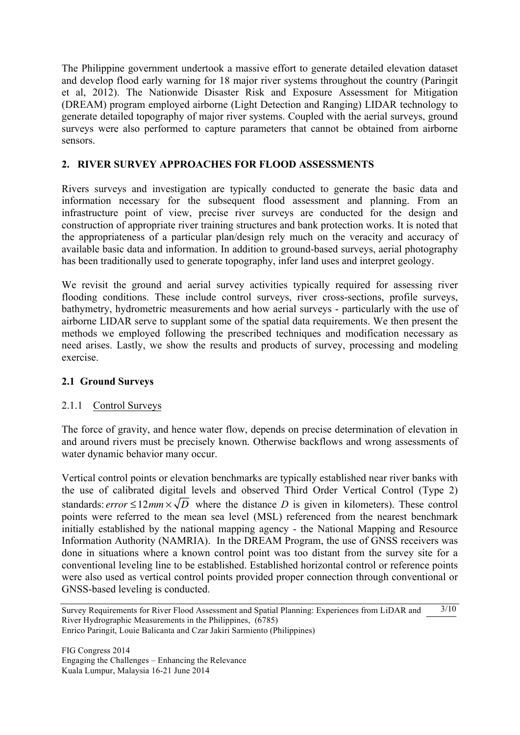The Philippine government undertook a massive effort to generate detailed elevation dataset and develop flood early warning for 18 major river systems throughout the country (Paringit et al, 2012). The Nationwide Disaster Risk and Exposure Assessment for Mitigation (DREAM) program employed airborne (Light Detection and Ranging) LIDAR technology to generate detailed topography of major river systems. Coupled with the aerial surveys, ground surveys were also performed to capture parameters that cannot be obtained from airborne sensors.

## 2. RIVER SURVEY APPROACHES FOR FLOOD ASSESSMENTS

Rivers surveys and investigation are typically conducted to generate the basic data and information necessary for the subsequent flood assessment and planning. From an infrastructure point of view, precise river surveys are conducted for the design and construction of appropriate river training structures and bank protection works. It is noted that the appropriateness of a particular plan/design rely much on the veracity and accuracy of available basic data and information. In addition to ground-based surveys, aerial photography has been traditionally used to generate topography, infer land uses and interpret geology.

We revisit the ground and aerial survey activities typically required for assessing river flooding conditions. These include control surveys, river cross-sections, profile surveys, bathymetry, hydrometric measurements and how aerial surveys - particularly with the use of airborne LIDAR serve to supplant some of the spatial data requirements. We then present the methods we employed following the prescribed techniques and modification necessary as need arises. Lastly, we show the results and products of survey, processing and modeling exercise.

### 2.1 Ground Surveys

#### 2.1.1 Control Surveys

The force of gravity, and hence water flow, depends on precise determination of elevation in and around rivers must be precisely known. Otherwise backflows and wrong assessments of water dynamic behavior many occur.

Vertical control points or elevation benchmarks are typically established near river banks with the use of calibrated digital levels and observed Third Order Vertical Control (Type 2) standards: $error \leq 12mm \times \sqrt{D}$ where the distance $D$ is given in kilometers). These control points were referred to the mean sea level (MSL) referenced from the nearest benchmark initially established by the national mapping agency - the National Mapping and Resource Information Authority (NAMRIA). In the DREAM Program, the use of GNSS receivers was done in situations where a known control point was too distant from the survey site for a conventional leveling line to be established. Established horizontal control or reference points were also used as vertical control points provided proper connection through conventional or GNSS-based leveling is conducted.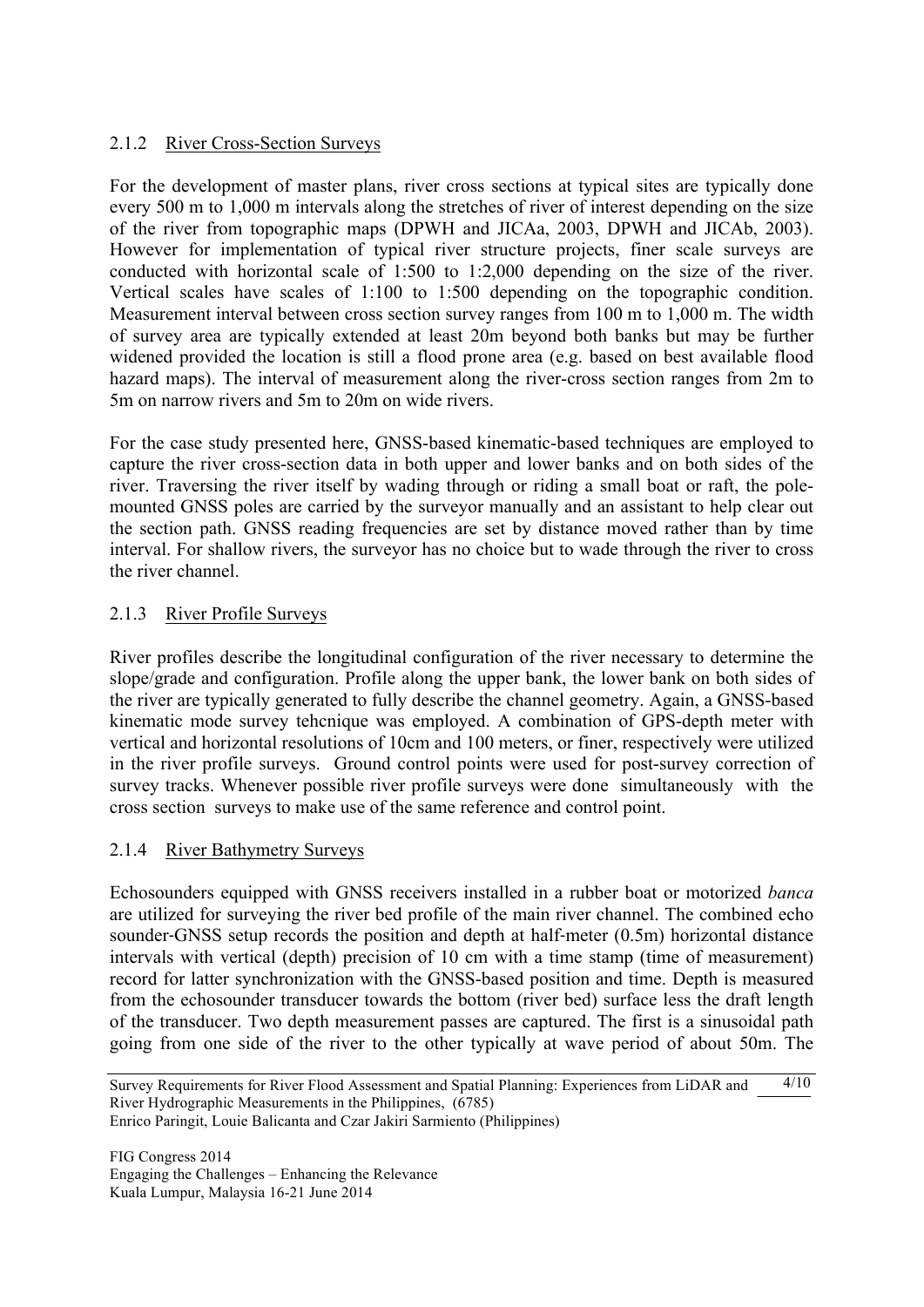#### 2.1.2 River Cross-Section Surveys

For the development of master plans, river cross sections at typical sites are typically done every 500 m to 1,000 m intervals along the stretches of river of interest depending on the size of the river from topographic maps (DPWH and JICAa, 2003, DPWH and JICAb, 2003). However for implementation of typical river structure projects, finer scale surveys are conducted with horizontal scale of 1:500 to 1:2,000 depending on the size of the river. Vertical scales have scales of 1:100 to 1:500 depending on the topographic condition. Measurement interval between cross section survey ranges from 100 m to 1,000 m. The width of survey area are typically extended at least 20m beyond both banks but may be further widened provided the location is still a flood prone area (e.g. based on best available flood hazard maps). The interval of measurement along the river-cross section ranges from 2m to 5m on narrow rivers and 5m to 20m on wide rivers.

For the case study presented here, GNSS-based kinematic-based techniques are employed to capture the river cross-section data in both upper and lower banks and on both sides of the river. Traversing the river itself by wading through or riding a small boat or raft, the pole-mounted GNSS poles are carried by the surveyor manually and an assistant to help clear out the section path. GNSS reading frequencies are set by distance moved rather than by time interval. For shallow rivers, the surveyor has no choice but to wade through the river to cross the river channel.

#### 2.1.3 River Profile Surveys

River profiles describe the longitudinal configuration of the river necessary to determine the slope/grade and configuration. Profile along the upper bank, the lower bank on both sides of the river are typically generated to fully describe the channel geometry. Again, a GNSS-based kinematic mode survey tehcnique was employed. A combination of GPS-depth meter with vertical and horizontal resolutions of 10cm and 100 meters, or finer, respectively were utilized in the river profile surveys. Ground control points were used for post-survey correction of survey tracks. Whenever possible river profile surveys were done simultaneously with the cross section surveys to make use of the same reference and control point.

#### 2.1.4 River Bathymetry Surveys

Echosounders equipped with GNSS receivers installed in a rubber boat or motorized *banca* are utilized for surveying the river bed profile of the main river channel. The combined echo sounder-GNSS setup records the position and depth at half-meter (0.5m) horizontal distance intervals with vertical (depth) precision of 10 cm with a time stamp (time of measurement) record for latter synchronization with the GNSS-based position and time. Depth is measured from the echosounder transducer towards the bottom (river bed) surface less the draft length of the transducer. Two depth measurement passes are captured. The first is a sinusoidal path going from one side of the river to the other typically at wave period of about 50m. The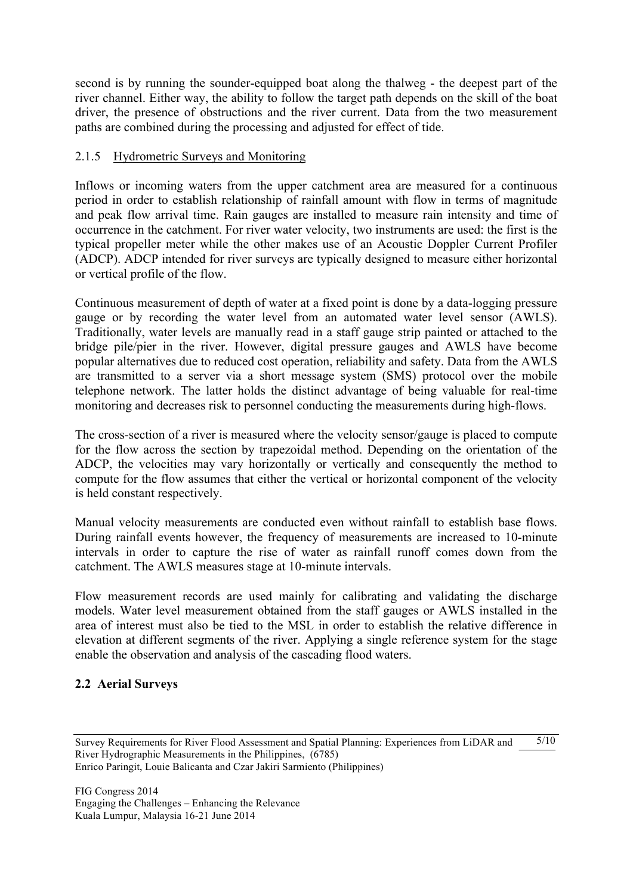second is by running the sounder-equipped boat along the thalweg - the deepest part of the river channel. Either way, the ability to follow the target path depends on the skill of the boat driver, the presence of obstructions and the river current. Data from the two measurement paths are combined during the processing and adjusted for effect of tide.

#### 2.1.5 Hydrometric Surveys and Monitoring

Inflows or incoming waters from the upper catchment area are measured for a continuous period in order to establish relationship of rainfall amount with flow in terms of magnitude and peak flow arrival time. Rain gauges are installed to measure rain intensity and time of occurrence in the catchment. For river water velocity, two instruments are used: the first is the typical propeller meter while the other makes use of an Acoustic Doppler Current Profiler (ADCP). ADCP intended for river surveys are typically designed to measure either horizontal or vertical profile of the flow.

Continuous measurement of depth of water at a fixed point is done by a data-logging pressure gauge or by recording the water level from an automated water level sensor (AWLS). Traditionally, water levels are manually read in a staff gauge strip painted or attached to the bridge pile/pier in the river. However, digital pressure gauges and AWLS have become popular alternatives due to reduced cost operation, reliability and safety. Data from the AWLS are transmitted to a server via a short message system (SMS) protocol over the mobile telephone network. The latter holds the distinct advantage of being valuable for real-time monitoring and decreases risk to personnel conducting the measurements during high-flows.

The cross-section of a river is measured where the velocity sensor/gauge is placed to compute for the flow across the section by trapezoidal method. Depending on the orientation of the ADCP, the velocities may vary horizontally or vertically and consequently the method to compute for the flow assumes that either the vertical or horizontal component of the velocity is held constant respectively.

Manual velocity measurements are conducted even without rainfall to establish base flows. During rainfall events however, the frequency of measurements are increased to 10-minute intervals in order to capture the rise of water as rainfall runoff comes down from the catchment. The AWLS measures stage at 10-minute intervals.

Flow measurement records are used mainly for calibrating and validating the discharge models. Water level measurement obtained from the staff gauges or AWLS installed in the area of interest must also be tied to the MSL in order to establish the relative difference in elevation at different segments of the river. Applying a single reference system for the stage enable the observation and analysis of the cascading flood waters.

### 2.2 Aerial Surveys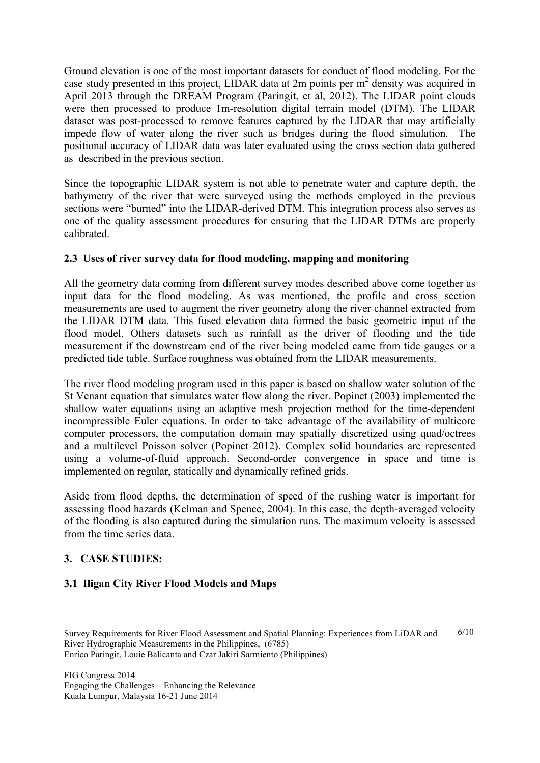Ground elevation is one of the most important datasets for conduct of flood modeling. For the case study presented in this project, LIDAR data at 2m points per $m^2$ density was acquired in April 2013 through the DREAM Program (Paringit, et al, 2012). The LIDAR point clouds were then processed to produce 1m-resolution digital terrain model (DTM). The LIDAR dataset was post-processed to remove features captured by the LIDAR that may artificially impede flow of water along the river such as bridges during the flood simulation. The positional accuracy of LIDAR data was later evaluated using the cross section data gathered as described in the previous section.

Since the topographic LIDAR system is not able to penetrate water and capture depth, the bathymetry of the river that were surveyed using the methods employed in the previous sections were "burned" into the LIDAR-derived DTM. This integration process also serves as one of the quality assessment procedures for ensuring that the LIDAR DTMs are properly calibrated.

### 2.3 Uses of river survey data for flood modeling, mapping and monitoring

All the geometry data coming from different survey modes described above come together as input data for the flood modeling. As was mentioned, the profile and cross section measurements are used to augment the river geometry along the river channel extracted from the LIDAR DTM data. This fused elevation data formed the basic geometric input of the flood model. Others datasets such as rainfall as the driver of flooding and the tide measurement if the downstream end of the river being modeled came from tide gauges or a predicted tide table. Surface roughness was obtained from the LIDAR measurements.

The river flood modeling program used in this paper is based on shallow water solution of the St Venant equation that simulates water flow along the river. Popinet (2003) implemented the shallow water equations using an adaptive mesh projection method for the time-dependent incompressible Euler equations. In order to take advantage of the availability of multicore computer processors, the computation domain may spatially discretized using quad/octrees and a multilevel Poisson solver (Popinet 2012). Complex solid boundaries are represented using a volume-of-fluid approach. Second-order convergence in space and time is implemented on regular, statically and dynamically refined grids.

Aside from flood depths, the determination of speed of the rushing water is important for assessing flood hazards (Kelman and Spence, 2004). In this case, the depth-averaged velocity of the flooding is also captured during the simulation runs. The maximum velocity is assessed from the time series data.

## 3. CASE STUDIES:

### 3.1 Iligan City River Flood Models and Maps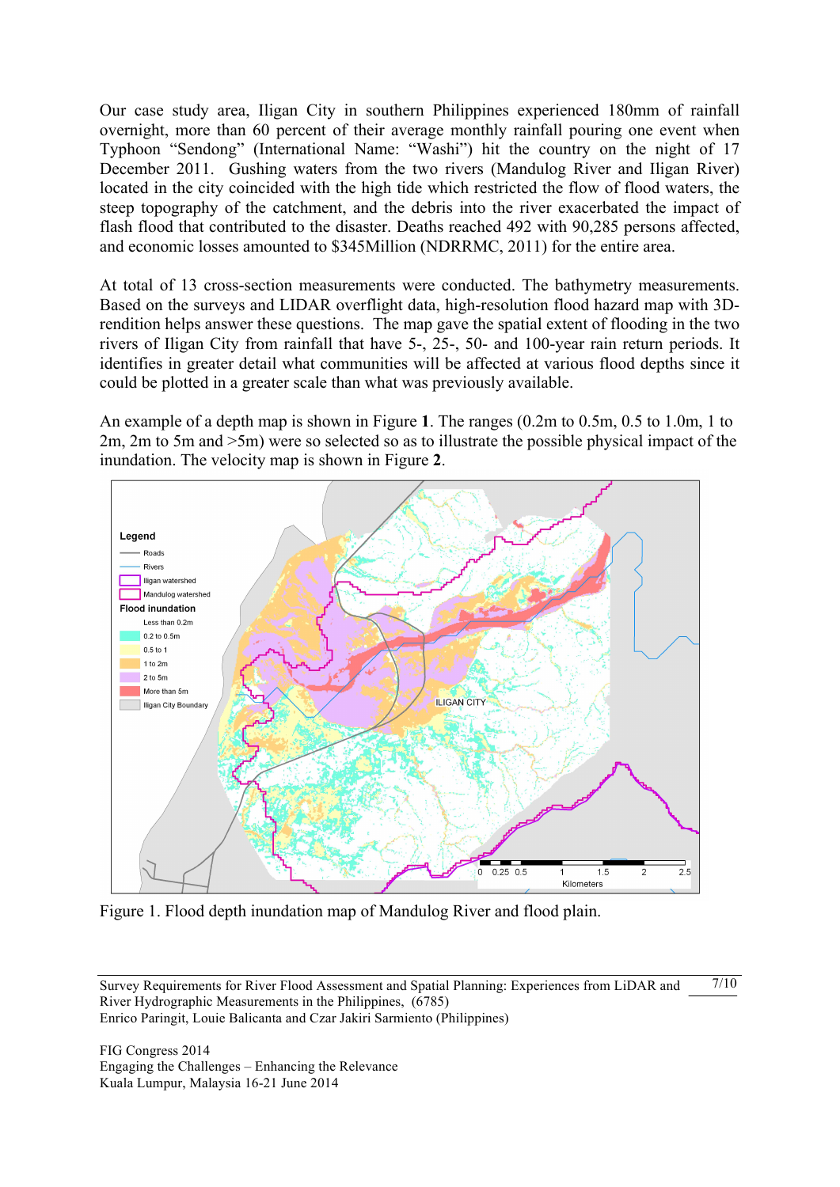Our case study area, Iligan City in southern Philippines experienced 180mm of rainfall overnight, more than 60 percent of their average monthly rainfall pouring one event when Typhoon "Sendong" (International Name: "Washi") hit the country on the night of 17 December 2011. Gushing waters from the two rivers (Mandulog River and Iligan River) located in the city coincided with the high tide which restricted the flow of flood waters, the steep topography of the catchment, and the debris into the river exacerbated the impact of flash flood that contributed to the disaster. Deaths reached 492 with 90,285 persons affected, and economic losses amounted to $345Million (NDRRMC, 2011) for the entire area.

At total of 13 cross-section measurements were conducted. The bathymetry measurements. Based on the surveys and LIDAR overflight data, high-resolution flood hazard map with 3D-rendition helps answer these questions. The map gave the spatial extent of flooding in the two rivers of Iligan City from rainfall that have 5-, 25-, 50- and 100-year rain return periods. It identifies in greater detail what communities will be affected at various flood depths since it could be plotted in a greater scale than what was previously available.

An example of a depth map is shown in Figure **1**. The ranges (0.2m to 0.5m, 0.5 to 1.0m, 1 to 2m, 2m to 5m and >5m) were so selected so as to illustrate the possible physical impact of the inundation. The velocity map is shown in Figure **2**.

Figure 1. Flood depth inundation map of Mandulog River and flood plain.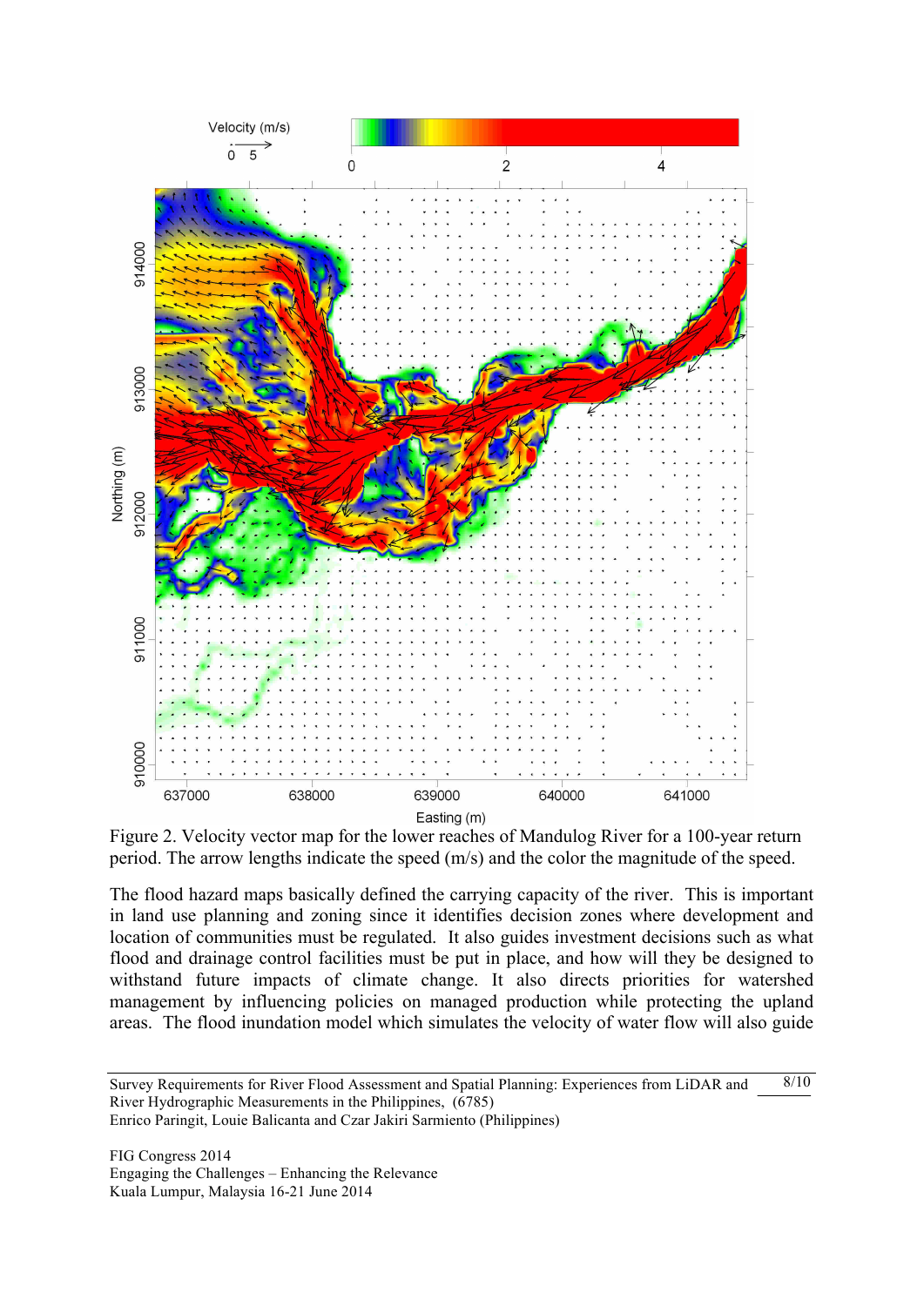Figure 2. Velocity vector map for the lower reaches of Mandulog River for a 100-year return period. The arrow lengths indicate the speed (m/s) and the color the magnitude of the speed.

The flood hazard maps basically defined the carrying capacity of the river. This is important in land use planning and zoning since it identifies decision zones where development and location of communities must be regulated. It also guides investment decisions such as what flood and drainage control facilities must be put in place, and how will they be designed to withstand future impacts of climate change. It also directs priorities for watershed management by influencing policies on managed production while protecting the upland areas. The flood inundation model which simulates the velocity of water flow will also guide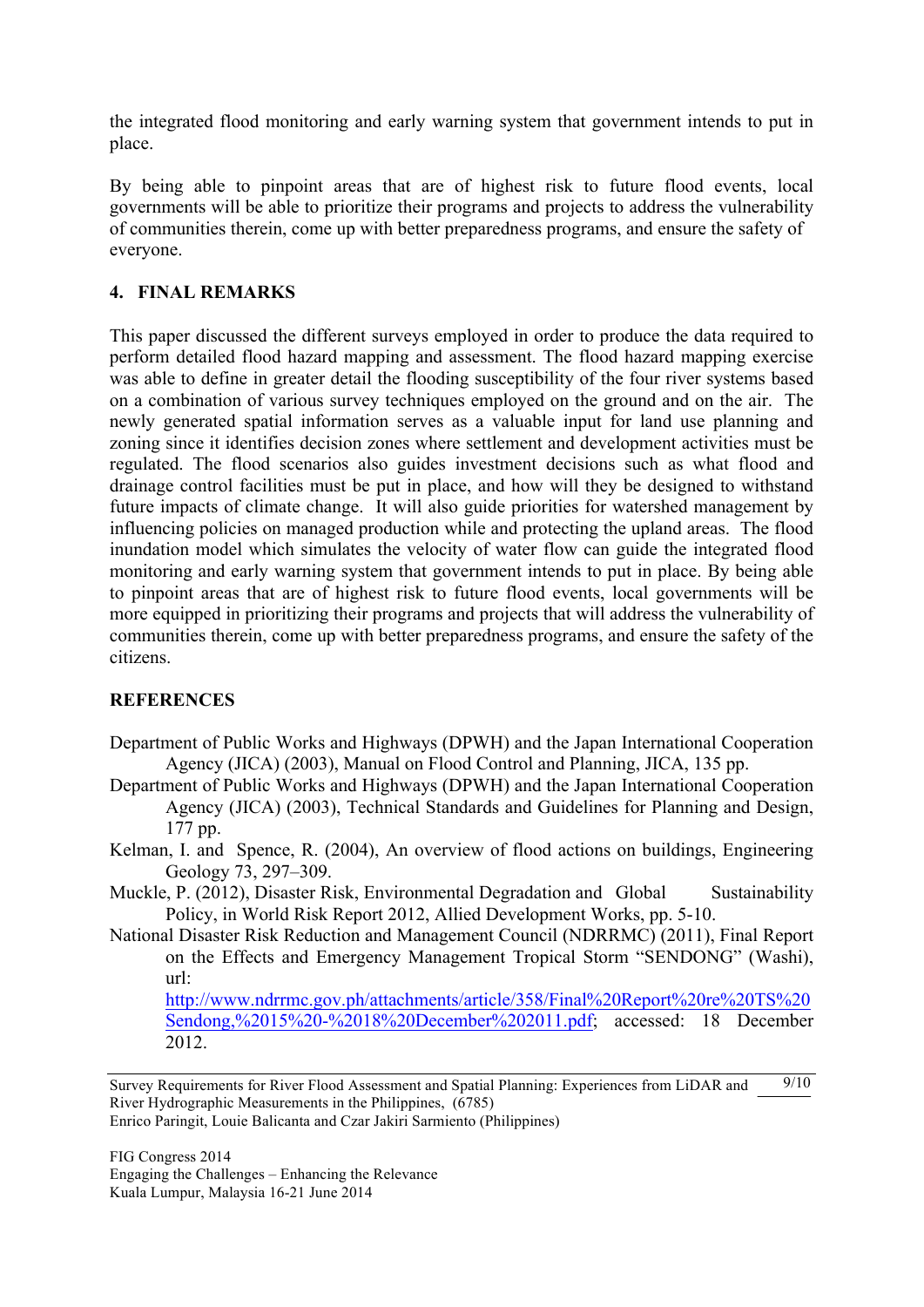the integrated flood monitoring and early warning system that government intends to put in place.

By being able to pinpoint areas that are of highest risk to future flood events, local governments will be able to prioritize their programs and projects to address the vulnerability of communities therein, come up with better preparedness programs, and ensure the safety of everyone.

## 4. FINAL REMARKS

This paper discussed the different surveys employed in order to produce the data required to perform detailed flood hazard mapping and assessment. The flood hazard mapping exercise was able to define in greater detail the flooding susceptibility of the four river systems based on a combination of various survey techniques employed on the ground and on the air. The newly generated spatial information serves as a valuable input for land use planning and zoning since it identifies decision zones where settlement and development activities must be regulated. The flood scenarios also guides investment decisions such as what flood and drainage control facilities must be put in place, and how will they be designed to withstand future impacts of climate change. It will also guide priorities for watershed management by influencing policies on managed production while and protecting the upland areas. The flood inundation model which simulates the velocity of water flow can guide the integrated flood monitoring and early warning system that government intends to put in place. By being able to pinpoint areas that are of highest risk to future flood events, local governments will be more equipped in prioritizing their programs and projects that will address the vulnerability of communities therein, come up with better preparedness programs, and ensure the safety of the citizens.

## REFERENCES

Department of Public Works and Highways (DPWH) and the Japan International Cooperation Agency (JICA) (2003), Manual on Flood Control and Planning, JICA, 135 pp.

Department of Public Works and Highways (DPWH) and the Japan International Cooperation Agency (JICA) (2003), Technical Standards and Guidelines for Planning and Design, 177 pp.

Kelman, I. and Spence, R. (2004), An overview of flood actions on buildings, Engineering Geology 73, 297–309.

Muckle, P. (2012), Disaster Risk, Environmental Degradation and Global Sustainability Policy, in World Risk Report 2012, Allied Development Works, pp. 5-10.

National Disaster Risk Reduction and Management Council (NDRRMC) (2011), Final Report on the Effects and Emergency Management Tropical Storm "SENDONG" (Washi), url: http://www.ndrrmc.gov.ph/attachments/article/358/Final%20Report%20re%20TS%20Sendong,%2015%20-%2018%20December%202011.pdf; accessed: 18 December 2012.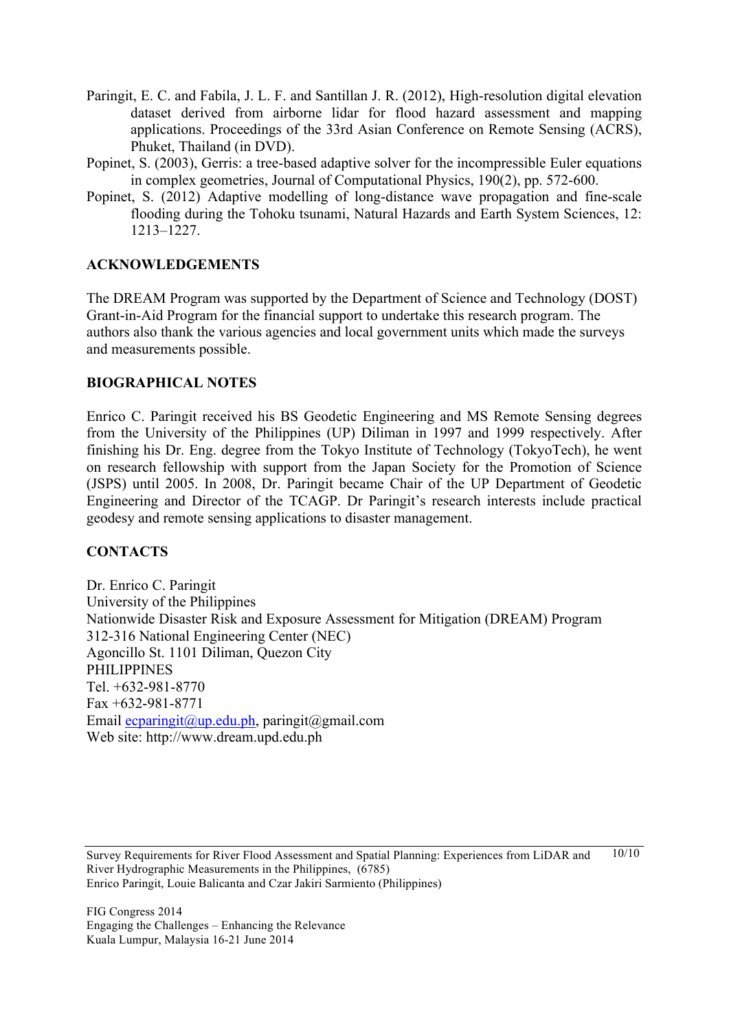Paringit, E. C. and Fabila, J. L. F. and Santillan J. R. (2012), High-resolution digital elevation dataset derived from airborne lidar for flood hazard assessment and mapping applications. Proceedings of the 33rd Asian Conference on Remote Sensing (ACRS), Phuket, Thailand (in DVD).

Popinet, S. (2003), Gerris: a tree-based adaptive solver for the incompressible Euler equations in complex geometries, Journal of Computational Physics, 190(2), pp. 572-600.

Popinet, S. (2012) Adaptive modelling of long-distance wave propagation and fine-scale flooding during the Tohoku tsunami, Natural Hazards and Earth System Sciences, 12: 1213–1227.

## ACKNOWLEDGEMENTS

The DREAM Program was supported by the Department of Science and Technology (DOST) Grant-in-Aid Program for the financial support to undertake this research program. The authors also thank the various agencies and local government units which made the surveys and measurements possible.

## BIOGRAPHICAL NOTES

Enrico C. Paringit received his BS Geodetic Engineering and MS Remote Sensing degrees from the University of the Philippines (UP) Diliman in 1997 and 1999 respectively. After finishing his Dr. Eng. degree from the Tokyo Institute of Technology (TokyoTech), he went on research fellowship with support from the Japan Society for the Promotion of Science (JSPS) until 2005. In 2008, Dr. Paringit became Chair of the UP Department of Geodetic Engineering and Director of the TCAGP. Dr Paringit's research interests include practical geodesy and remote sensing applications to disaster management.

## CONTACTS

Dr. Enrico C. Paringit  
University of the Philippines  
Nationwide Disaster Risk and Exposure Assessment for Mitigation (DREAM) Program  
312-316 National Engineering Center (NEC)  
Agoncillo St. 1101 Diliman, Quezon City  
PHILIPPINES  
Tel. +632-981-8770  
Fax +632-981-8771  
Email ecparingit@up.edu.ph, paringit@gmail.com  
Web site: http://www.dream.upd.edu.ph